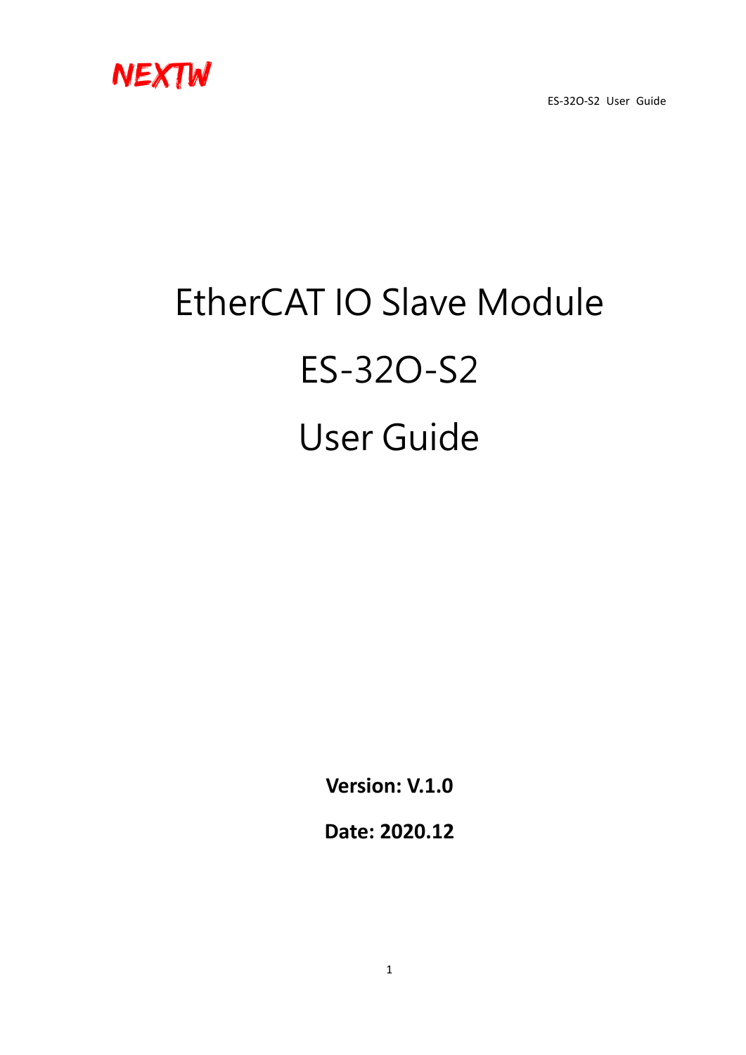NEXTW

# EtherCAT IO Slave Module

# ES-32O-S2

# User Guide

**Version: V.1.0**

**Date: 2020.12**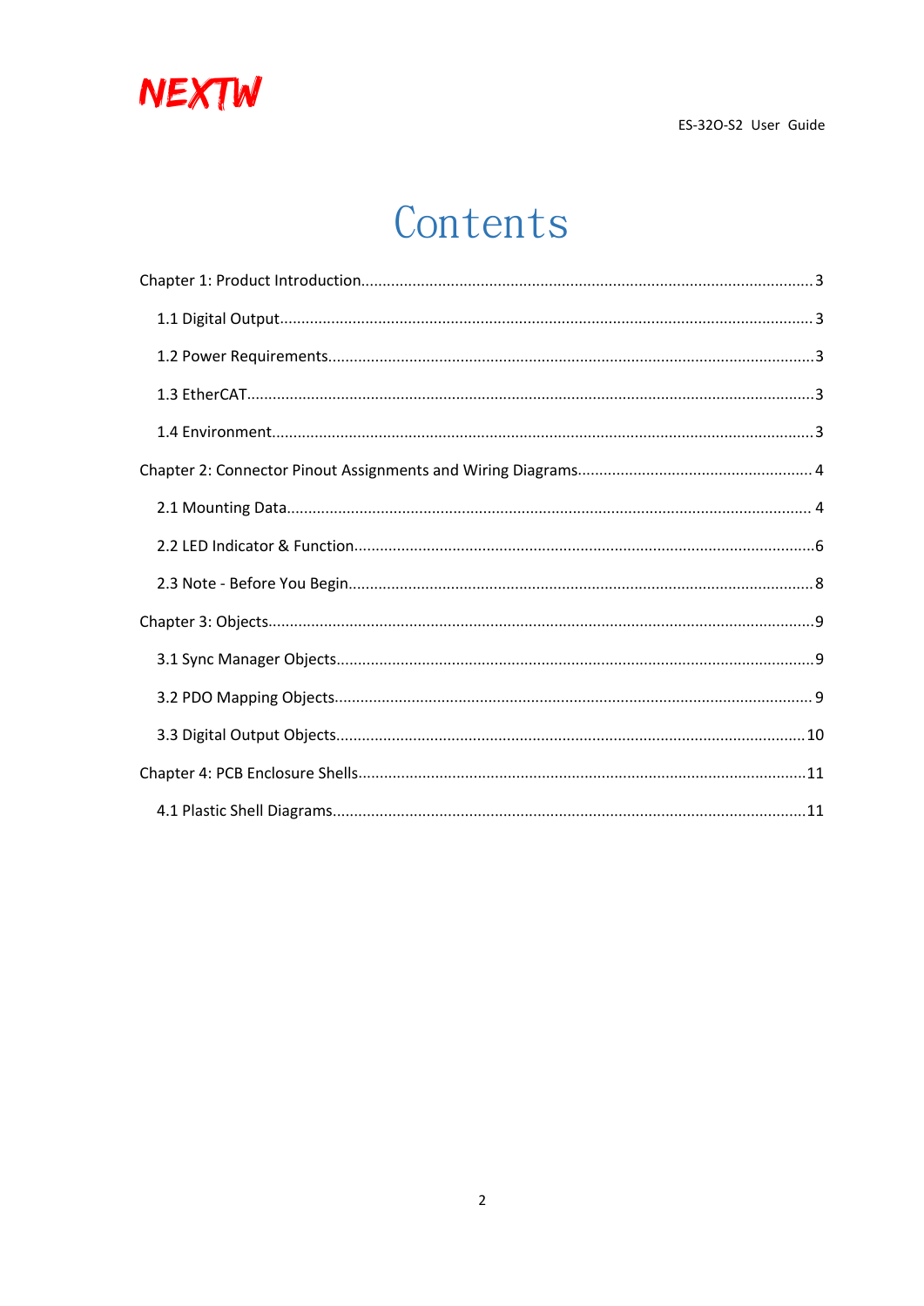# Contents

Chapter 1: Product Introduction........................................................................................................3

1.1 Digital Output..........................................................................................................................3

1.2 Power Requirements................................................................................................................3

1.3 EtherCAT.................................................................................................................................3

1.4 Environment............................................................................................................................3

Chapter 2: Connector Pinout Assignments and Wiring Diagrams...................................................... 4

2.1 Mounting Data......................................................................................................................... 4

2.2 LED Indicator & Function..........................................................................................................6

2.3 Note - Before You Begin...........................................................................................................8

Chapter 3: Objects..............................................................................................................................9

3.1 Sync Manager Objects.............................................................................................................9

3.2 PDO Mapping Objects............................................................................................................. 9

3.3 Digital Output Objects............................................................................................................10

Chapter 4: PCB Enclosure Shells........................................................................................................11

4.1 Plastic Shell Diagrams.............................................................................................................11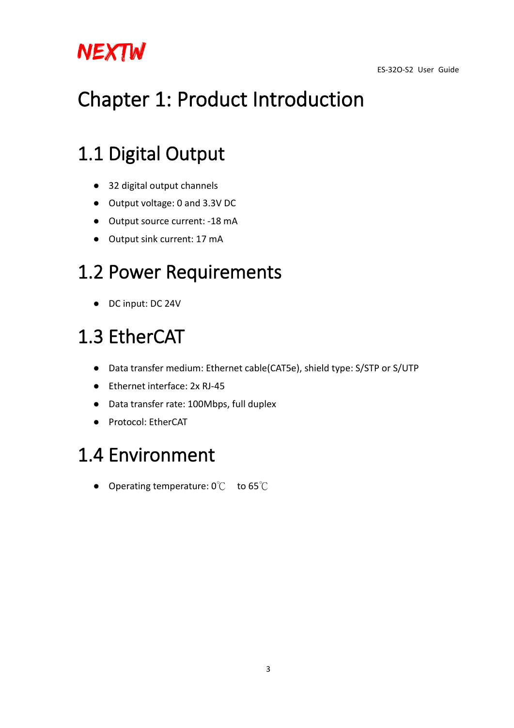# Chapter 1: Product Introduction

## 1.1 Digital Output

- 32 digital output channels
- Output voltage: 0 and 3.3V DC
- Output source current: -18 mA
- Output sink current: 17 mA

## 1.2 Power Requirements

- DC input: DC 24V

## 1.3 EtherCAT

- Data transfer medium: Ethernet cable(CAT5e), shield type: S/STP or S/UTP
- Ethernet interface: 2x RJ-45
- Data transfer rate: 100Mbps, full duplex
- Protocol: EtherCAT

## 1.4 Environment

- Operating temperature: 0℃ to 65℃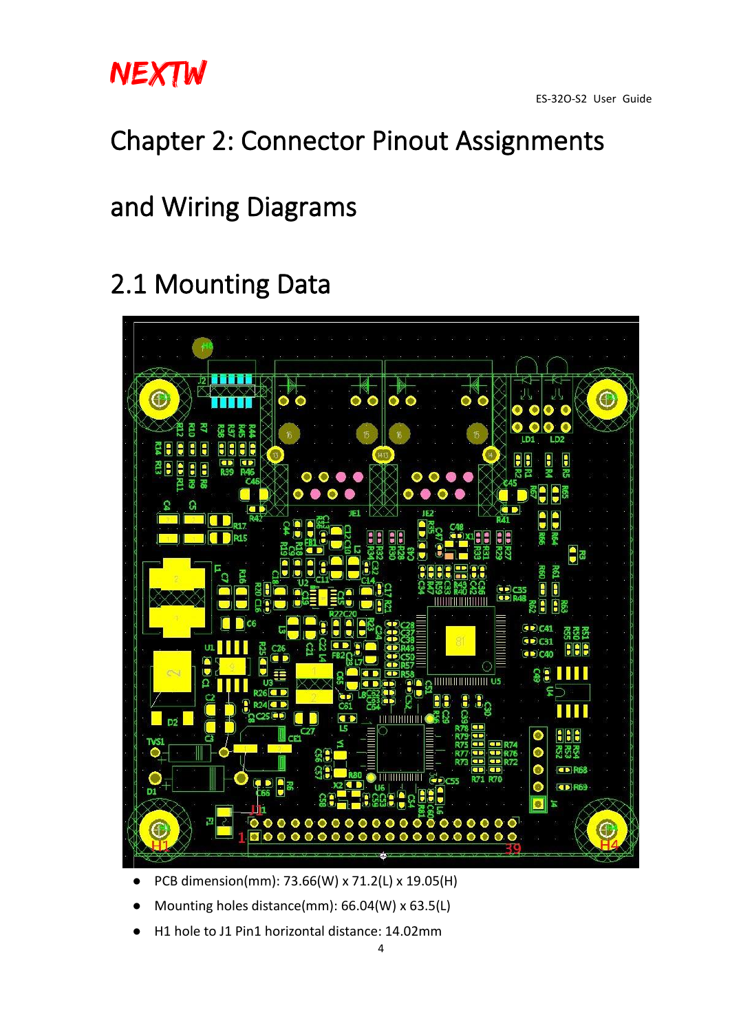# Chapter 2: Connector Pinout Assignments and Wiring Diagrams

## 2.1 Mounting Data

- PCB dimension(mm): 73.66(W) x 71.2(L) x 19.05(H)
- Mounting holes distance(mm): 66.04(W) x 63.5(L)
- H1 hole to J1 Pin1 horizontal distance: 14.02mm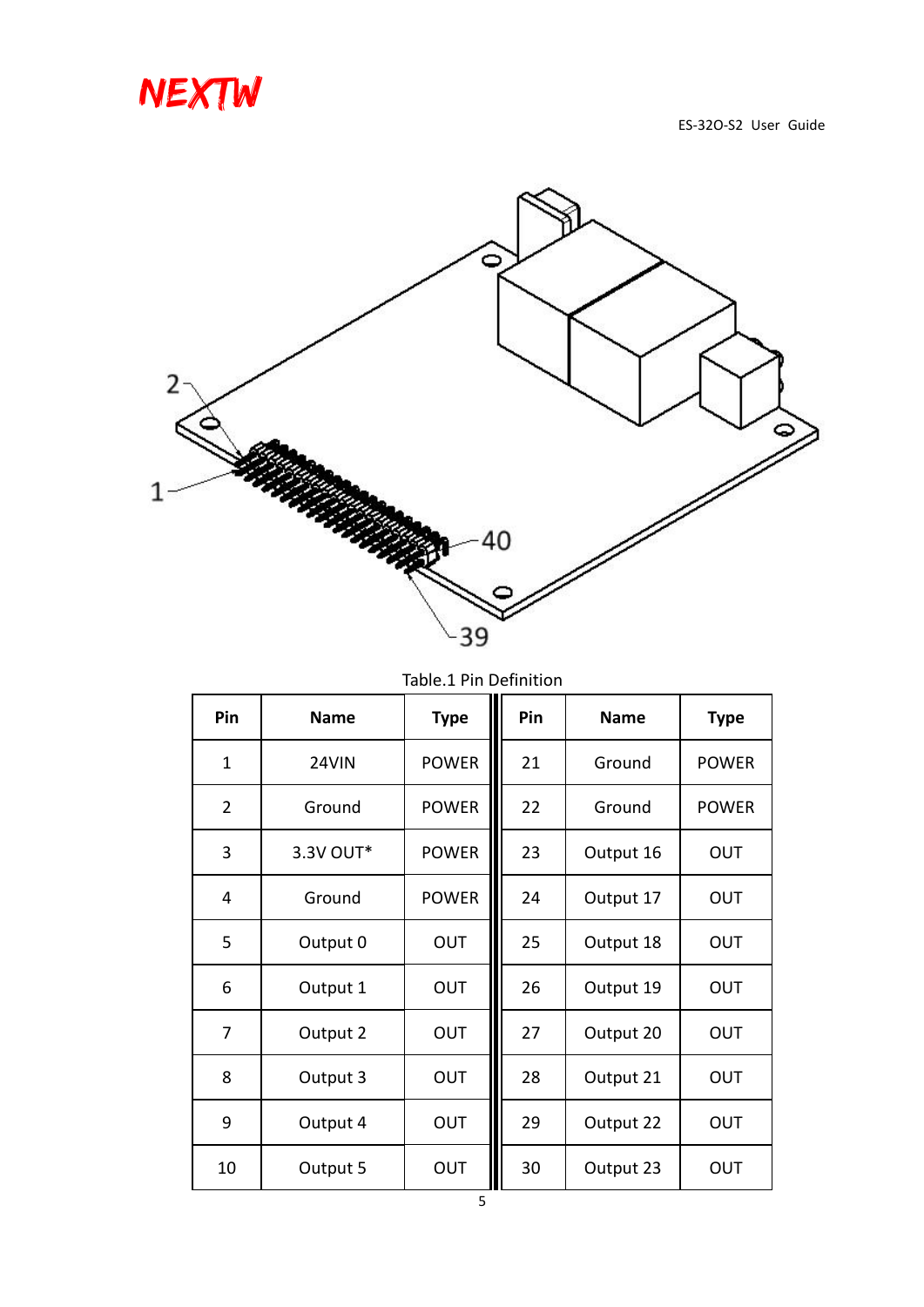Table.1 Pin Definition

| Pin | Name | Type | Pin | Name | Type |
|---|---|---|---|---|---|
| 1 | 24VIN | POWER | 21 | Ground | POWER |
| 2 | Ground | POWER | 22 | Ground | POWER |
| 3 | 3.3V OUT* | POWER | 23 | Output 16 | OUT |
| 4 | Ground | POWER | 24 | Output 17 | OUT |
| 5 | Output 0 | OUT | 25 | Output 18 | OUT |
| 6 | Output 1 | OUT | 26 | Output 19 | OUT |
| 7 | Output 2 | OUT | 27 | Output 20 | OUT |
| 8 | Output 3 | OUT | 28 | Output 21 | OUT |
| 9 | Output 4 | OUT | 29 | Output 22 | OUT |
| 10 | Output 5 | OUT | 30 | Output 23 | OUT |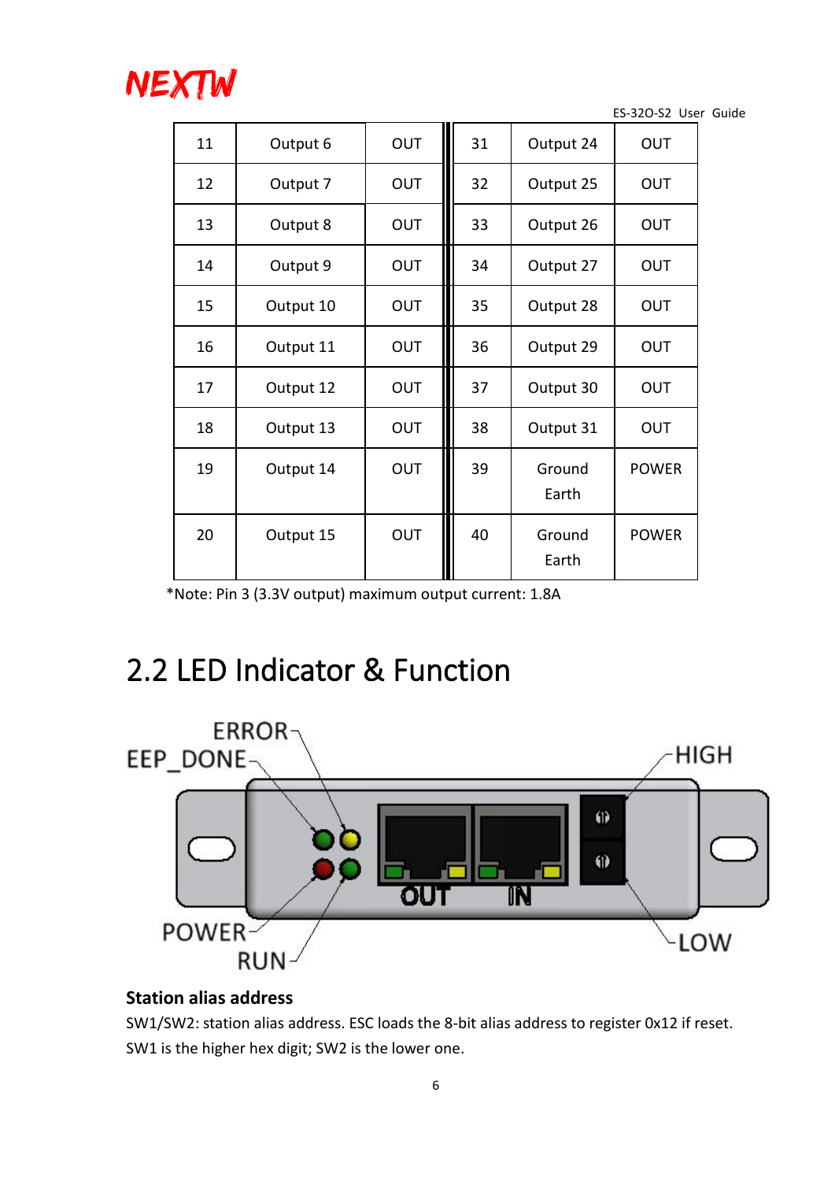| 11 | Output 6 | OUT | 31 | Output 24 | OUT |
|---|---|---|---|---|---|
| 12 | Output 7 | OUT | 32 | Output 25 | OUT |
| 13 | Output 8 | OUT | 33 | Output 26 | OUT |
| 14 | Output 9 | OUT | 34 | Output 27 | OUT |
| 15 | Output 10 | OUT | 35 | Output 28 | OUT |
| 16 | Output 11 | OUT | 36 | Output 29 | OUT |
| 17 | Output 12 | OUT | 37 | Output 30 | OUT |
| 18 | Output 13 | OUT | 38 | Output 31 | OUT |
| 19 | Output 14 | OUT | 39 | Ground Earth | POWER |
| 20 | Output 15 | OUT | 40 | Ground Earth | POWER |

*Note: Pin 3 (3.3V output) maximum output current: 1.8A

## 2.2 LED Indicator & Function

ERROR
EEP_DONE
HIGH
OUT
IN
POWER
RUN
LOW

**Station alias address**

SW1/SW2: station alias address. ESC loads the 8-bit alias address to register 0x12 if reset. SW1 is the higher hex digit; SW2 is the lower one.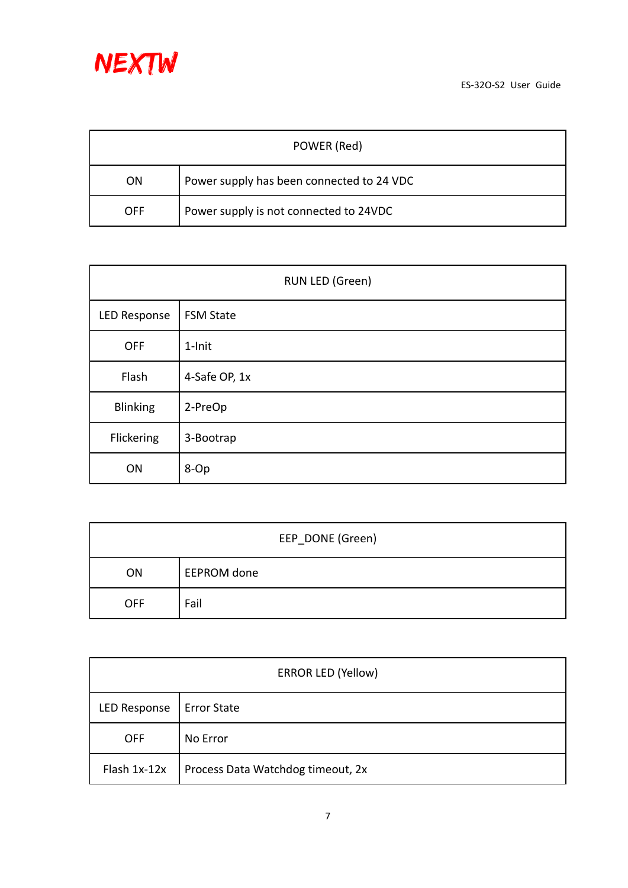| POWER (Red) | |
|---|---|
| ON | Power supply has been connected to 24 VDC |
| OFF | Power supply is not connected to 24VDC |

| RUN LED (Green) | |
|---|---|
| LED Response | FSM State |
| OFF | 1-Init |
| Flash | 4-Safe OP, 1x |
| Blinking | 2-PreOp |
| Flickering | 3-Bootrap |
| ON | 8-Op |

| EEP_DONE (Green) | |
|---|---|
| ON | EEPROM done |
| OFF | Fail |

| ERROR LED (Yellow) | |
|---|---|
| LED Response | Error State |
| OFF | No Error |
| Flash 1x-12x | Process Data Watchdog timeout, 2x |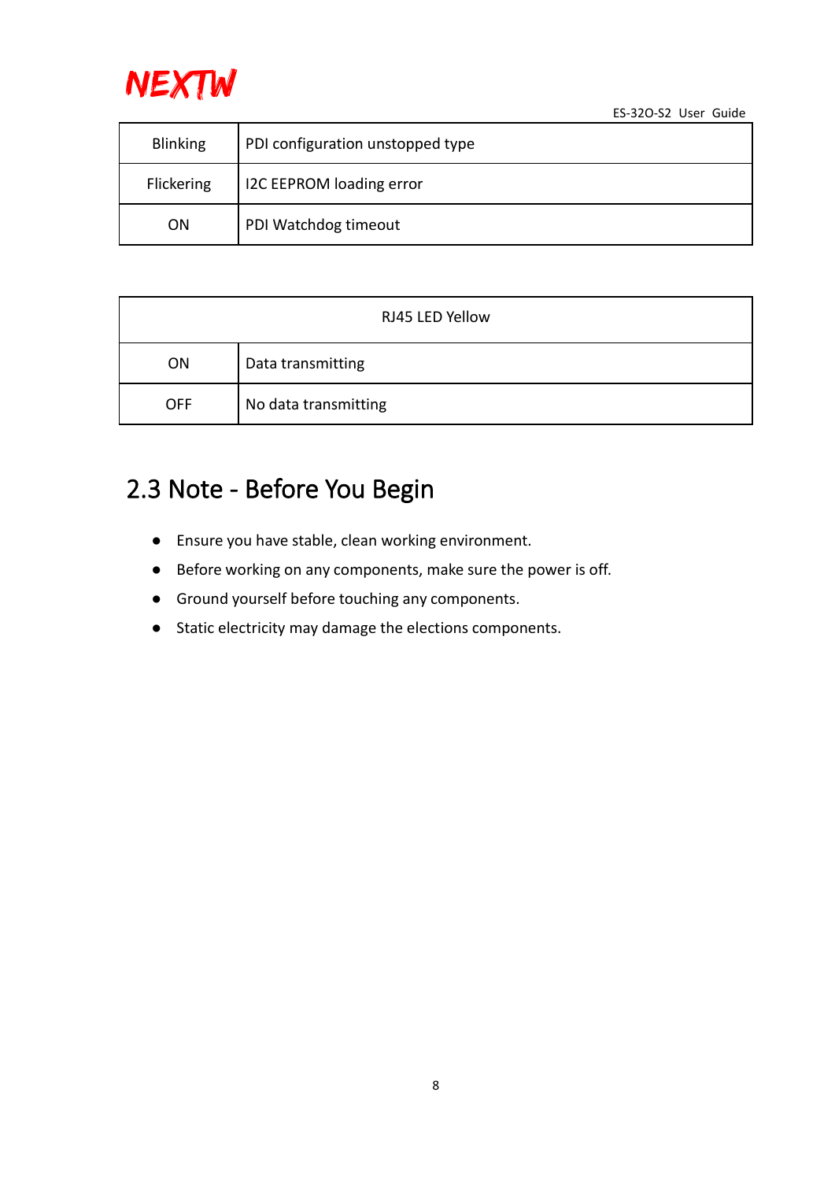| Blinking | PDI configuration unstopped type |
|---|---|
| Flickering | I2C EEPROM loading error |
| ON | PDI Watchdog timeout |

| RJ45 LED Yellow | |
|---|---|
| ON | Data transmitting |
| OFF | No data transmitting |

## 2.3 Note - Before You Begin

- Ensure you have stable, clean working environment.
- Before working on any components, make sure the power is off.
- Ground yourself before touching any components.
- Static electricity may damage the elections components.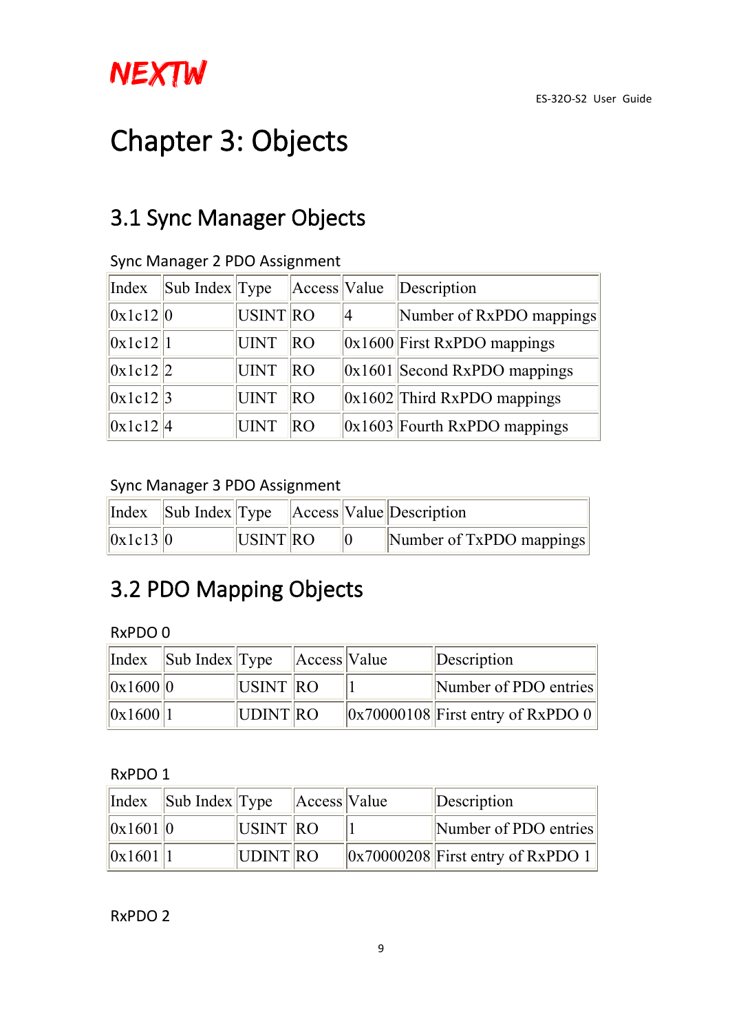# Chapter 3: Objects

## 3.1 Sync Manager Objects

Sync Manager 2 PDO Assignment

| Index | Sub Index | Type | Access | Value | Description |
|---|---|---|---|---|---|
| 0x1c12 | 0 | USINT | RO | 4 | Number of RxPDO mappings |
| 0x1c12 | 1 | UINT | RO | 0x1600 | First RxPDO mappings |
| 0x1c12 | 2 | UINT | RO | 0x1601 | Second RxPDO mappings |
| 0x1c12 | 3 | UINT | RO | 0x1602 | Third RxPDO mappings |
| 0x1c12 | 4 | UINT | RO | 0x1603 | Fourth RxPDO mappings |

Sync Manager 3 PDO Assignment

| Index | Sub Index | Type | Access | Value | Description |
|---|---|---|---|---|---|
| 0x1c13 | 0 | USINT | RO | 0 | Number of TxPDO mappings |

## 3.2 PDO Mapping Objects

RxPDO 0

| Index | Sub Index | Type | Access | Value | Description |
|---|---|---|---|---|---|
| 0x1600 | 0 | USINT | RO | 1 | Number of PDO entries |
| 0x1600 | 1 | UDINT | RO | 0x70000108 | First entry of RxPDO 0 |

RxPDO 1

| Index | Sub Index | Type | Access | Value | Description |
|---|---|---|---|---|---|
| 0x1601 | 0 | USINT | RO | 1 | Number of PDO entries |
| 0x1601 | 1 | UDINT | RO | 0x70000208 | First entry of RxPDO 1 |

RxPDO 2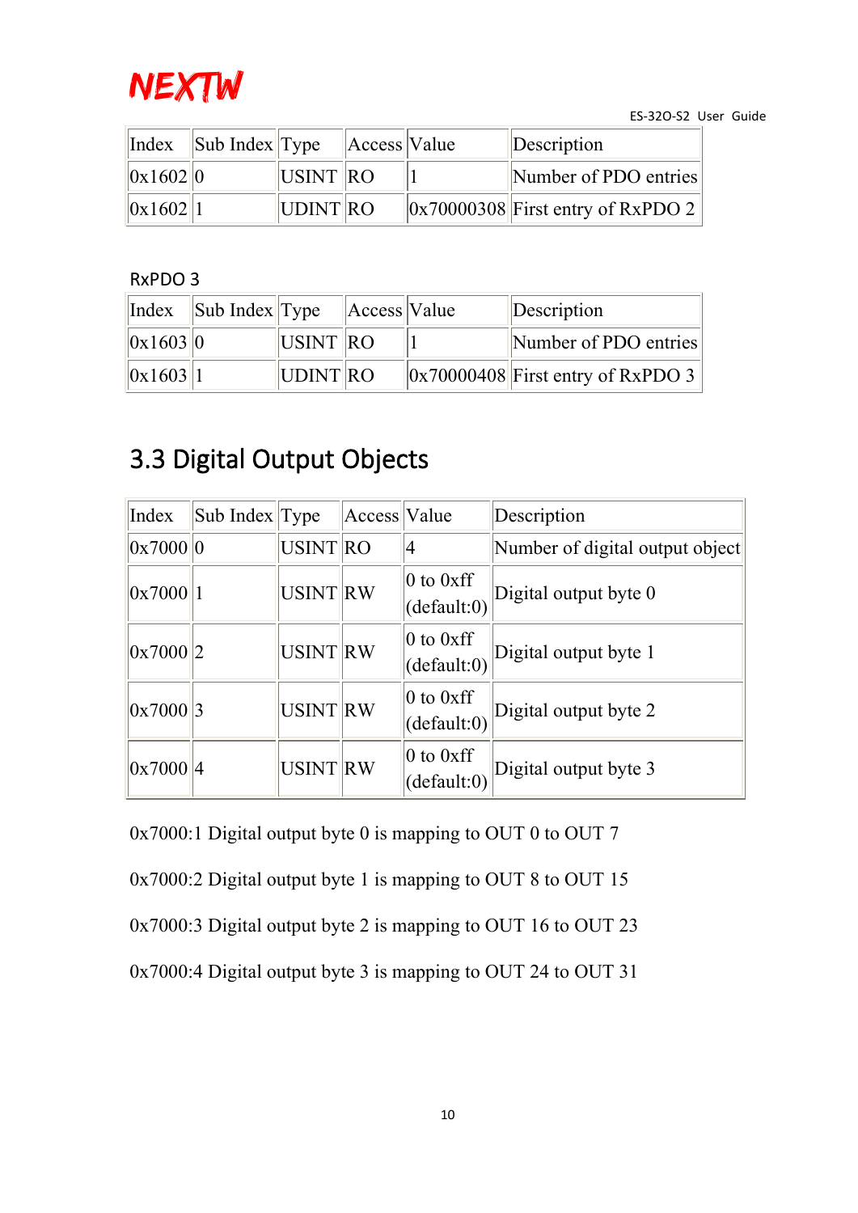| Index | Sub Index | Type | Access | Value | Description |
|---|---|---|---|---|---|
| 0x1602 | 0 | USINT | RO | 1 | Number of PDO entries |
| 0x1602 | 1 | UDINT | RO | 0x70000308 | First entry of RxPDO 2 |

RxPDO 3

| Index | Sub Index | Type | Access | Value | Description |
|---|---|---|---|---|---|
| 0x1603 | 0 | USINT | RO | 1 | Number of PDO entries |
| 0x1603 | 1 | UDINT | RO | 0x70000408 | First entry of RxPDO 3 |

## 3.3 Digital Output Objects

| Index | Sub Index | Type | Access | Value | Description |
|---|---|---|---|---|---|
| 0x7000 | 0 | USINT | RO | 4 | Number of digital output object |
| 0x7000 | 1 | USINT | RW | 0 to 0xff (default:0) | Digital output byte 0 |
| 0x7000 | 2 | USINT | RW | 0 to 0xff (default:0) | Digital output byte 1 |
| 0x7000 | 3 | USINT | RW | 0 to 0xff (default:0) | Digital output byte 2 |
| 0x7000 | 4 | USINT | RW | 0 to 0xff (default:0) | Digital output byte 3 |

0x7000:1 Digital output byte 0 is mapping to OUT 0 to OUT 7

0x7000:2 Digital output byte 1 is mapping to OUT 8 to OUT 15

0x7000:3 Digital output byte 2 is mapping to OUT 16 to OUT 23

0x7000:4 Digital output byte 3 is mapping to OUT 24 to OUT 31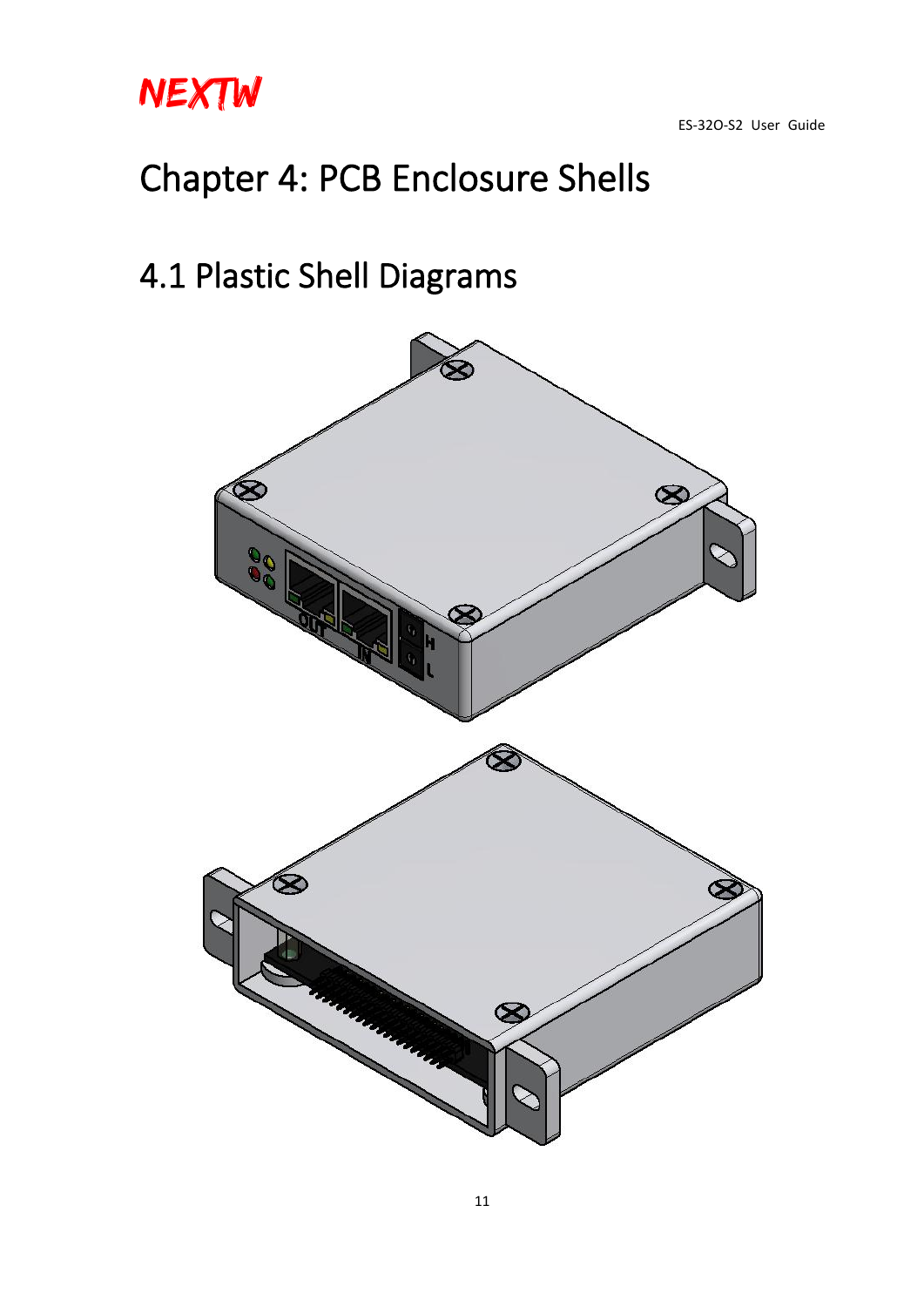# Chapter 4: PCB Enclosure Shells

## 4.1 Plastic Shell Diagrams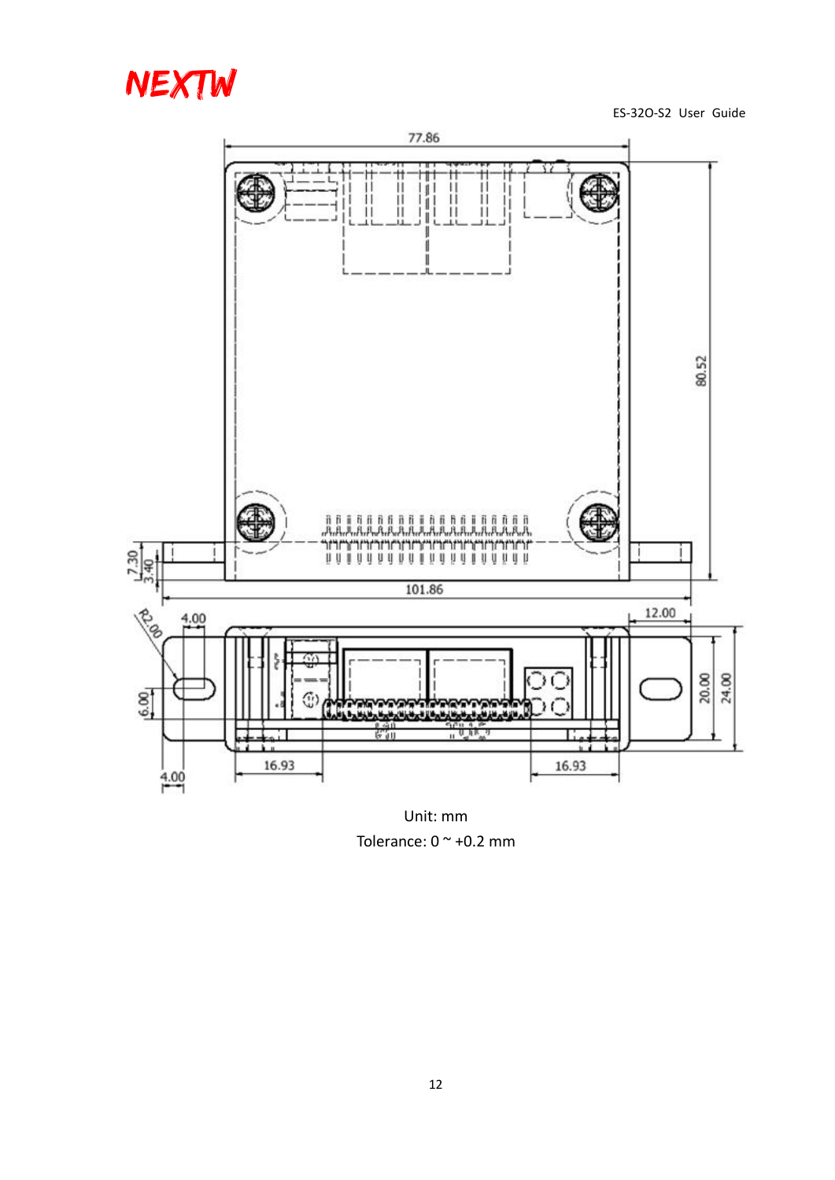77.86

80.52

7.30

3.40

101.86

R2.00

4.00

12.00

6.00

20.00

24.00

16.93

16.93

4.00

Unit: mm

Tolerance: 0 ~ +0.2 mm